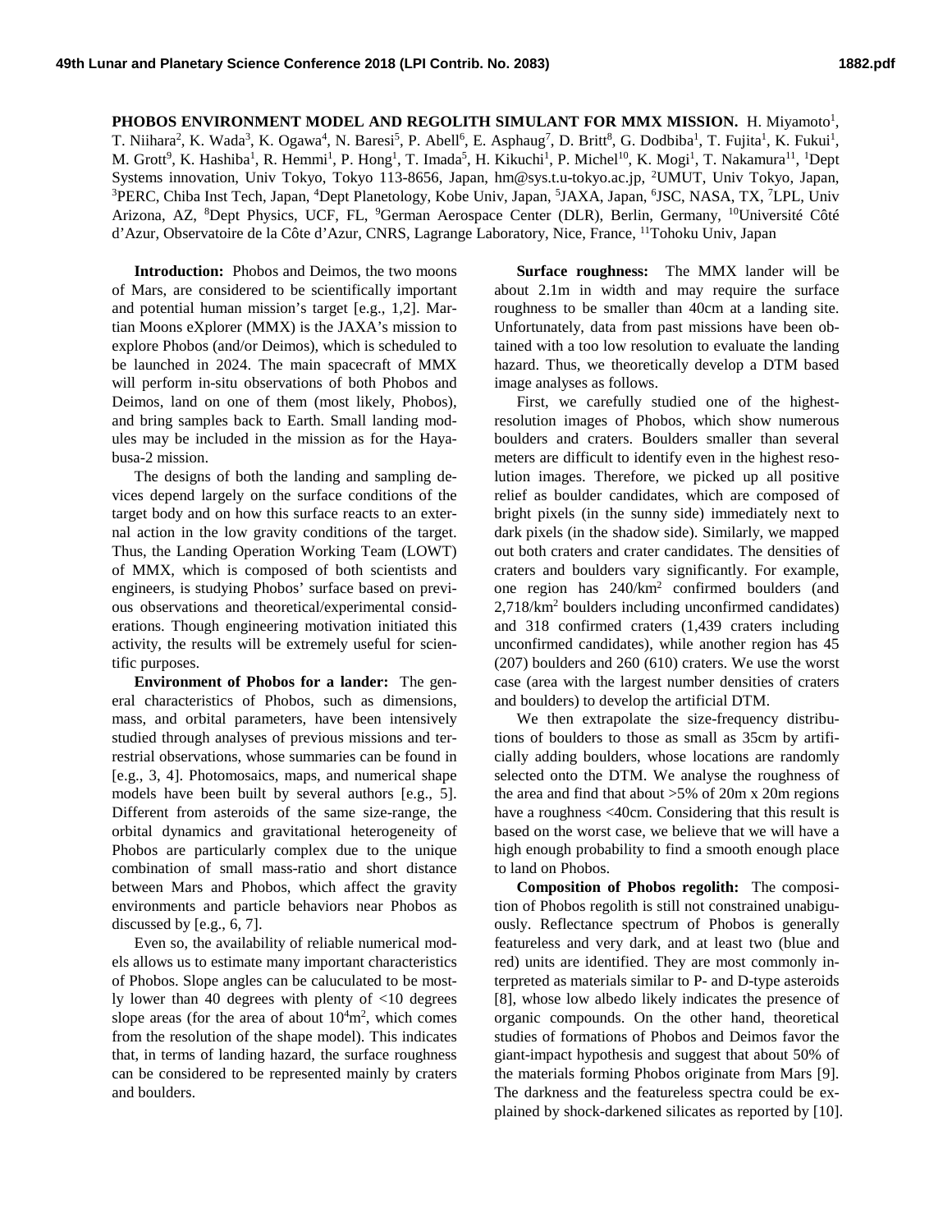**PHOBOS ENVIRONMENT MODEL AND REGOLITH SIMULANT FOR MMX MISSION.** H. Miyamoto[1], T. Niihara[2], K. Wada[3], K. Ogawa[4], N. Baresi[5], P. Abell[6], E. Asphaug[7], D. Britt[8], G. Dodbiba[1], T. Fujita[1], K. Fukui[1], M. Grott[9], K. Hashiba[1], R. Hemmi[1], P. Hong[1], T. Imada[5], H. Kikuchi[1], P. Michel[10], K. Mogi[1], T. Nakamura[11], [1]Dept Systems innovation, Univ Tokyo, Tokyo 113-8656, Japan, hm@sys.t.u-tokyo.ac.jp, [2]UMUT, Univ Tokyo, Japan, [3]PERC, Chiba Inst Tech, Japan, [4]Dept Planetology, Kobe Univ, Japan, [5]JAXA, Japan, [6]JSC, NASA, TX, [7]LPL, Univ Arizona, AZ, [8]Dept Physics, UCF, FL, [9]German Aerospace Center (DLR), Berlin, Germany, [10]Université Côté d'Azur, Observatoire de la Côte d'Azur, CNRS, Lagrange Laboratory, Nice, France, [11]Tohoku Univ, Japan

**Introduction:** Phobos and Deimos, the two moons of Mars, are considered to be scientifically important and potential human mission's target [e.g., 1,2]. Martian Moons eXplorer (MMX) is the JAXA's mission to explore Phobos (and/or Deimos), which is scheduled to be launched in 2024. The main spacecraft of MMX will perform in-situ observations of both Phobos and Deimos, land on one of them (most likely, Phobos), and bring samples back to Earth. Small landing modules may be included in the mission as for the Hayabusa-2 mission.

The designs of both the landing and sampling devices depend largely on the surface conditions of the target body and on how this surface reacts to an external action in the low gravity conditions of the target. Thus, the Landing Operation Working Team (LOWT) of MMX, which is composed of both scientists and engineers, is studying Phobos' surface based on previous observations and theoretical/experimental considerations. Though engineering motivation initiated this activity, the results will be extremely useful for scientific purposes.

**Environment of Phobos for a lander:** The general characteristics of Phobos, such as dimensions, mass, and orbital parameters, have been intensively studied through analyses of previous missions and terrestrial observations, whose summaries can be found in [e.g., 3, 4]. Photomosaics, maps, and numerical shape models have been built by several authors [e.g., 5]. Different from asteroids of the same size-range, the orbital dynamics and gravitational heterogeneity of Phobos are particularly complex due to the unique combination of small mass-ratio and short distance between Mars and Phobos, which affect the gravity environments and particle behaviors near Phobos as discussed by [e.g., 6, 7].

Even so, the availability of reliable numerical models allows us to estimate many important characteristics of Phobos. Slope angles can be caluculated to be mostly lower than 40 degrees with plenty of <10 degrees slope areas (for the area of about $10^4 m^2$, which comes from the resolution of the shape model). This indicates that, in terms of landing hazard, the surface roughness can be considered to be represented mainly by craters and boulders.

**Surface roughness:** The MMX lander will be about 2.1m in width and may require the surface roughness to be smaller than 40cm at a landing site. Unfortunately, data from past missions have been obtained with a too low resolution to evaluate the landing hazard. Thus, we theoretically develop a DTM based image analyses as follows.

First, we carefully studied one of the highest-resolution images of Phobos, which show numerous boulders and craters. Boulders smaller than several meters are difficult to identify even in the highest resolution images. Therefore, we picked up all positive relief as boulder candidates, which are composed of bright pixels (in the sunny side) immediately next to dark pixels (in the shadow side). Similarly, we mapped out both craters and crater candidates. The densities of craters and boulders vary significantly. For example, one region has $240/km^2$ confirmed boulders (and $2{,}718/km^2$ boulders including unconfirmed candidates) and 318 confirmed craters (1,439 craters including unconfirmed candidates), while another region has 45 (207) boulders and 260 (610) craters. We use the worst case (area with the largest number densities of craters and boulders) to develop the artificial DTM.

We then extrapolate the size-frequency distributions of boulders to those as small as 35cm by artificially adding boulders, whose locations are randomly selected onto the DTM. We analyse the roughness of the area and find that about >5% of 20m x 20m regions have a roughness <40cm. Considering that this result is based on the worst case, we believe that we will have a high enough probability to find a smooth enough place to land on Phobos.

**Composition of Phobos regolith:** The composition of Phobos regolith is still not constrained unabiguously. Reflectance spectrum of Phobos is generally featureless and very dark, and at least two (blue and red) units are identified. They are most commonly interpreted as materials similar to P- and D-type asteroids [8], whose low albedo likely indicates the presence of organic compounds. On the other hand, theoretical studies of formations of Phobos and Deimos favor the giant-impact hypothesis and suggest that about 50% of the materials forming Phobos originate from Mars [9]. The darkness and the featureless spectra could be explained by shock-darkened silicates as reported by [10].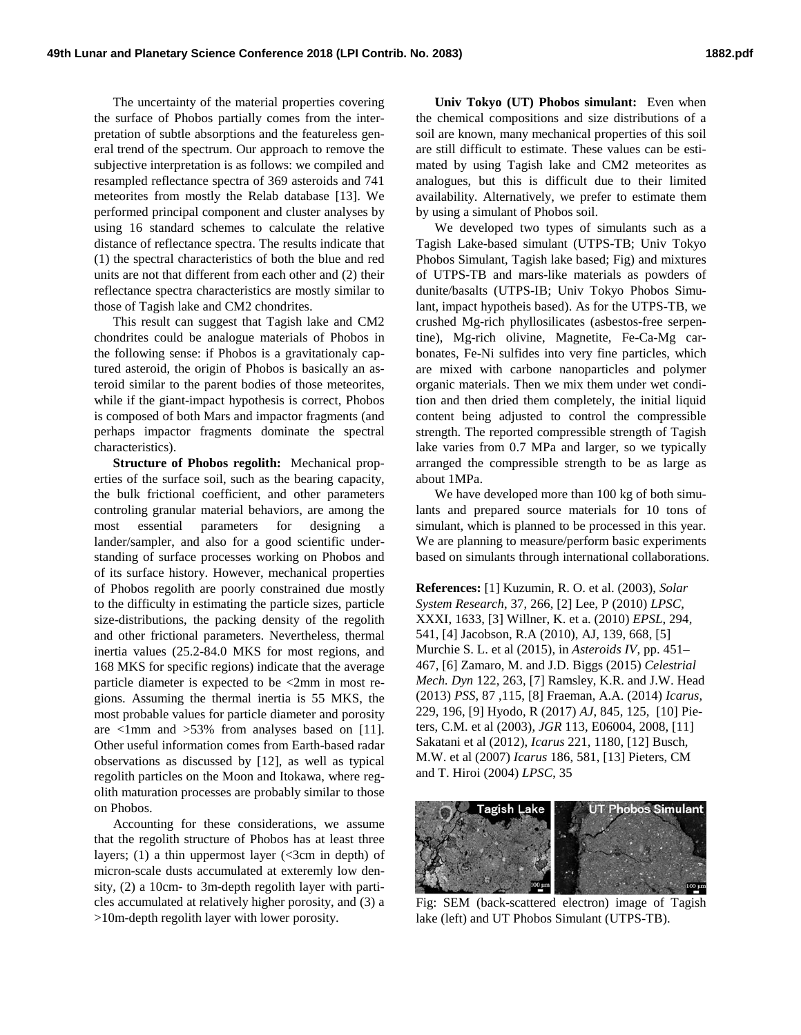The uncertainty of the material properties covering the surface of Phobos partially comes from the interpretation of subtle absorptions and the featureless general trend of the spectrum. Our approach to remove the subjective interpretation is as follows: we compiled and resampled reflectance spectra of 369 asteroids and 741 meteorites from mostly the Relab database [13]. We performed principal component and cluster analyses by using 16 standard schemes to calculate the relative distance of reflectance spectra. The results indicate that (1) the spectral characteristics of both the blue and red units are not that different from each other and (2) their reflectance spectra characteristics are mostly similar to those of Tagish lake and CM2 chondrites.

This result can suggest that Tagish lake and CM2 chondrites could be analogue materials of Phobos in the following sense: if Phobos is a gravitationaly captured asteroid, the origin of Phobos is basically an asteroid similar to the parent bodies of those meteorites, while if the giant-impact hypothesis is correct, Phobos is composed of both Mars and impactor fragments (and perhaps impactor fragments dominate the spectral characteristics).

**Structure of Phobos regolith:** Mechanical properties of the surface soil, such as the bearing capacity, the bulk frictional coefficient, and other parameters controling granular material behaviors, are among the most essential parameters for designing a lander/sampler, and also for a good scientific understanding of surface processes working on Phobos and of its surface history. However, mechanical properties of Phobos regolith are poorly constrained due mostly to the difficulty in estimating the particle sizes, particle size-distributions, the packing density of the regolith and other frictional parameters. Nevertheless, thermal inertia values (25.2-84.0 MKS for most regions, and 168 MKS for specific regions) indicate that the average particle diameter is expected to be <2mm in most regions. Assuming the thermal inertia is 55 MKS, the most probable values for particle diameter and porosity are <1mm and >53% from analyses based on [11]. Other useful information comes from Earth-based radar observations as discussed by [12], as well as typical regolith particles on the Moon and Itokawa, where regolith maturation processes are probably similar to those on Phobos.

Accounting for these considerations, we assume that the regolith structure of Phobos has at least three layers; (1) a thin uppermost layer (<3cm in depth) of micron-scale dusts accumulated at exteremly low density, (2) a 10cm- to 3m-depth regolith layer with particles accumulated at relatively higher porosity, and (3) a >10m-depth regolith layer with lower porosity.

**Univ Tokyo (UT) Phobos simulant:** Even when the chemical compositions and size distributions of a soil are known, many mechanical properties of this soil are still difficult to estimate. These values can be estimated by using Tagish lake and CM2 meteorites as analogues, but this is difficult due to their limited availability. Alternatively, we prefer to estimate them by using a simulant of Phobos soil.

We developed two types of simulants such as a Tagish Lake-based simulant (UTPS-TB; Univ Tokyo Phobos Simulant, Tagish lake based; Fig) and mixtures of UTPS-TB and mars-like materials as powders of dunite/basalts (UTPS-IB; Univ Tokyo Phobos Simulant, impact hypotheis based). As for the UTPS-TB, we crushed Mg-rich phyllosilicates (asbestos-free serpentine), Mg-rich olivine, Magnetite, Fe-Ca-Mg carbonates, Fe-Ni sulfides into very fine particles, which are mixed with carbone nanoparticles and polymer organic materials. Then we mix them under wet condition and then dried them completely, the initial liquid content being adjusted to control the compressible strength. The reported compressible strength of Tagish lake varies from 0.7 MPa and larger, so we typically arranged the compressible strength to be as large as about 1MPa.

We have developed more than 100 kg of both simulants and prepared source materials for 10 tons of simulant, which is planned to be processed in this year. We are planning to measure/perform basic experiments based on simulants through international collaborations.

**References:** [1] Kuzumin, R. O. et al. (2003), *Solar System Research*, 37, 266, [2] Lee, P (2010) *LPSC*, XXXI, 1633, [3] Willner, K. et a. (2010) *EPSL*, 294, 541, [4] Jacobson, R.A (2010), AJ, 139, 668, [5] Murchie S. L. et al (2015), in *Asteroids IV*, pp. 451–467, [6] Zamaro, M. and J.D. Biggs (2015) *Celestrial Mech. Dyn* 122, 263, [7] Ramsley, K.R. and J.W. Head (2013) *PSS*, 87 ,115, [8] Fraeman, A.A. (2014) *Icarus*, 229, 196, [9] Hyodo, R (2017) *AJ*, 845, 125, [10] Pieters, C.M. et al (2003), *JGR* 113, E06004, 2008, [11] Sakatani et al (2012), *Icarus* 221, 1180, [12] Busch, M.W. et al (2007) *Icarus* 186, 581, [13] Pieters, CM and T. Hiroi (2004) *LPSC*, 35

Tagish Lake

UT Phobos Simulant

100 µm

100 µm

Fig: SEM (back-scattered electron) image of Tagish lake (left) and UT Phobos Simulant (UTPS-TB).